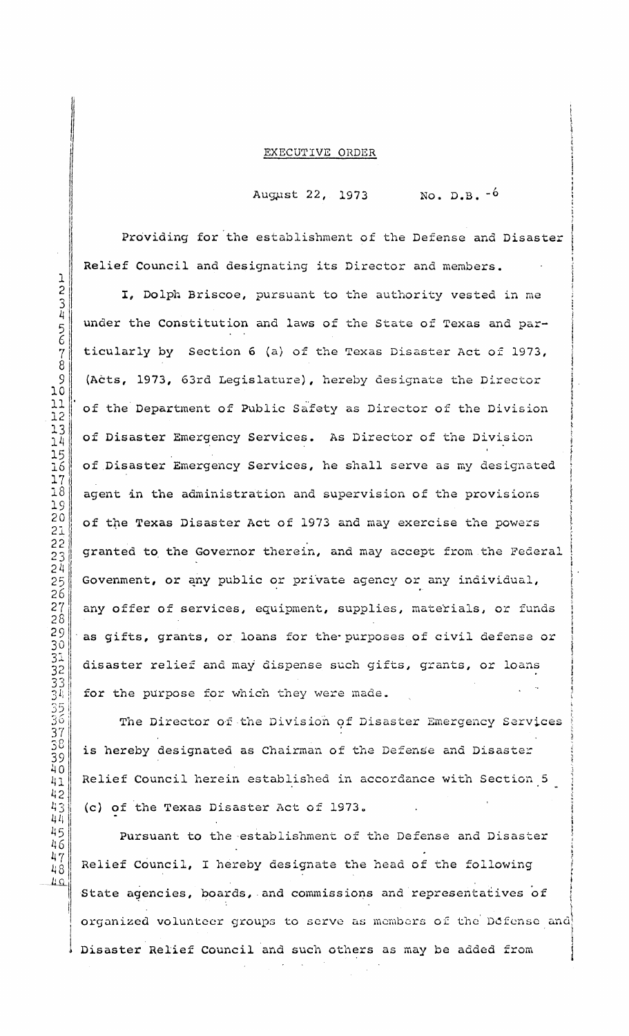EXECUTIVE ORDER

August 22, 1973 No. D.B. -6

Providing for the establishment of the Defense and Disaster Relief Council and designating its Director and members.

I, Dolph Briscoe, pursuant to the authority vested in me under the Constitution and laws of the State of Texas and particularly by Section 6 (a) of the Texas Disaster Act of 1973, (Acts, 1973, 63rd Legislature), hereby designate the Director of the Department of Public Safety as Director of the Division of Disaster Emergency Services. As Director of the Division of Disaster Emergency Services, he shall serve as my designated agent in the administration and supervision of the provisions of the Texas Disaster Act of 1973 and may exercise the powers granted to the Governor therein, and may accept from the Federal Govenment, or any public or private agency or any individual, any offer of services, equipment, supplies, materials, or funds as gifts, grants, or loans for the purposes of civil defense or disaster relief and may dispense such gifts, grants, or loans for the purpose for which they were made.

The Director of the Division of Disaster Emergency Services is hereby designated as Chairman of the Defense and Disaster Relief Council herein established in accordance with Section 5 (c) of the Texas Disaster Act of 1973.

Pursuant to the establishment of the Defense and Disaster Relief Council, I hereby designate the head of the following State agencies, boards, and commissions and representatives of organized volunteer groups to serve as members of the Defense and Disaster Relief Council and such others as may be added from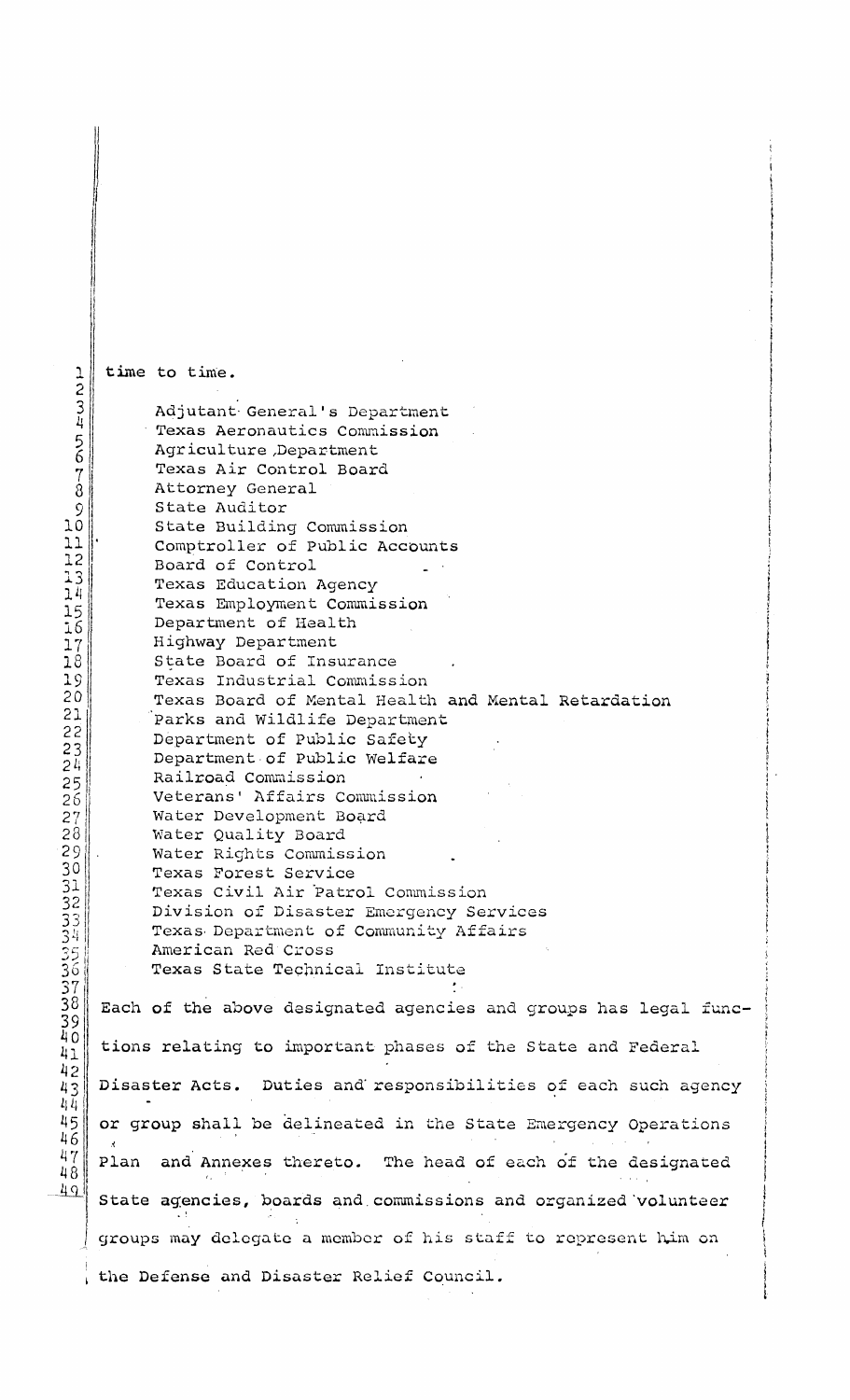time to time.

Adjutant General's Department
Texas Aeronautics Commission
Agriculture Department
Texas Air Control Board
Attorney General
State Auditor
State Building Commission
Comptroller of Public Accounts
Board of Control
Texas Education Agency
Texas Employment Commission
Department of Health
Highway Department
State Board of Insurance
Texas Industrial Commission
Texas Board of Mental Health and Mental Retardation
Parks and Wildlife Department
Department of Public Safety
Department of Public Welfare
Railroad Commission
Veterans' Affairs Commission
Water Development Board
Water Quality Board
Water Rights Commission
Texas Forest Service
Texas Civil Air Patrol Commission
Division of Disaster Emergency Services
Texas Department of Community Affairs
American Red Cross
Texas State Technical Institute

Each of the above designated agencies and groups has legal functions relating to important phases of the State and Federal Disaster Acts. Duties and responsibilities of each such agency or group shall be delineated in the State Emergency Operations Plan and Annexes thereto. The head of each of the designated State agencies, boards and commissions and organized volunteer groups may delegate a member of his staff to represent him on the Defense and Disaster Relief Council.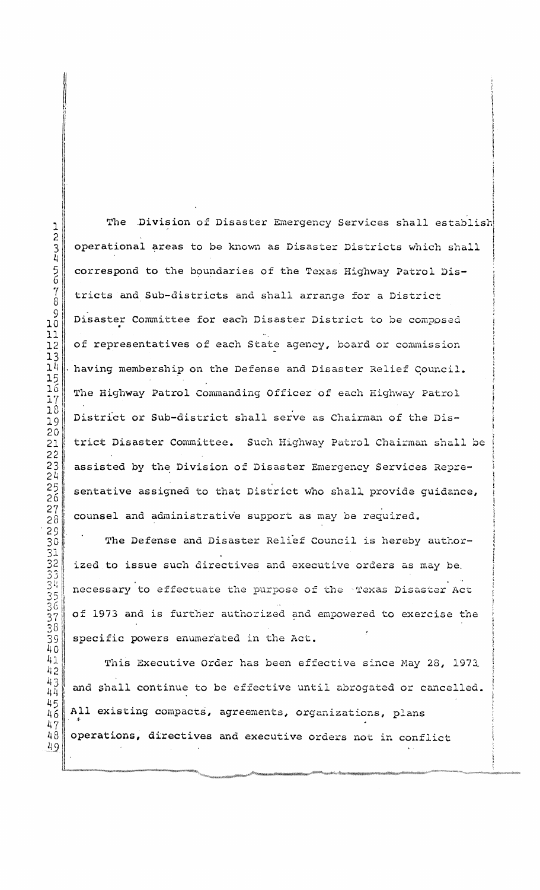The Division of Disaster Emergency Services shall establish operational areas to be known as Disaster Districts which shall correspond to the boundaries of the Texas Highway Patrol Districts and Sub-districts and shall arrange for a District Disaster Committee for each Disaster District to be composed of representatives of each State agency, board or commission having membership on the Defense and Disaster Relief Council. The Highway Patrol Commanding Officer of each Highway Patrol District or Sub-district shall serve as Chairman of the District Disaster Committee. Such Highway Patrol Chairman shall be assisted by the Division of Disaster Emergency Services Representative assigned to that District who shall provide guidance, counsel and administrative support as may be required.

The Defense and Disaster Relief Council is hereby authorized to issue such directives and executive orders as may be necessary to effectuate the purpose of the Texas Disaster Act of 1973 and is further authorized and empowered to exercise the specific powers enumerated in the Act.

This Executive Order has been effective since May 28, 1973 and shall continue to be effective until abrogated or cancelled. All existing compacts, agreements, organizations, plans operations, directives and executive orders not in conflict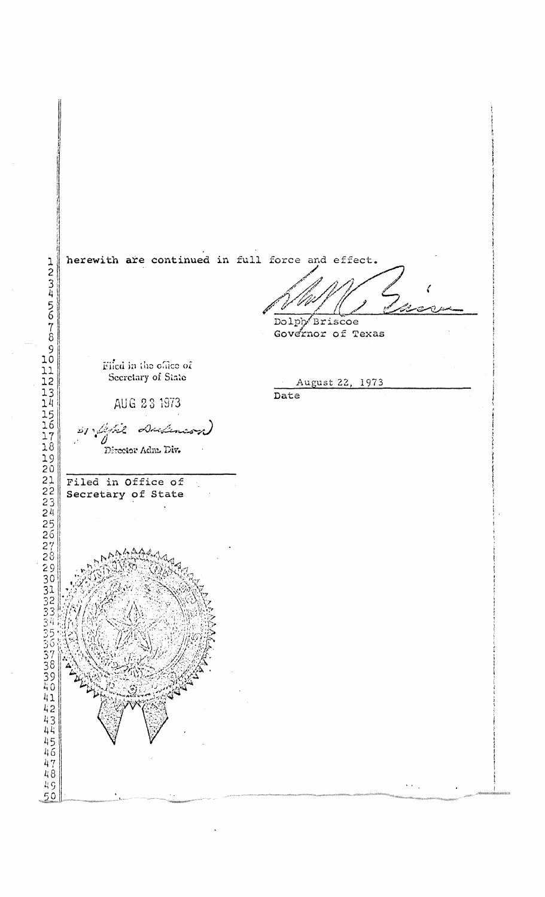herewith are continued in full force and effect.

Dolph Briscoe
Governor of Texas

Filed in the office of
Secretary of State

AUG 23 1973

By
Director Adm. Div.

August 22, 1973

Date

Filed in Office of
Secretary of State